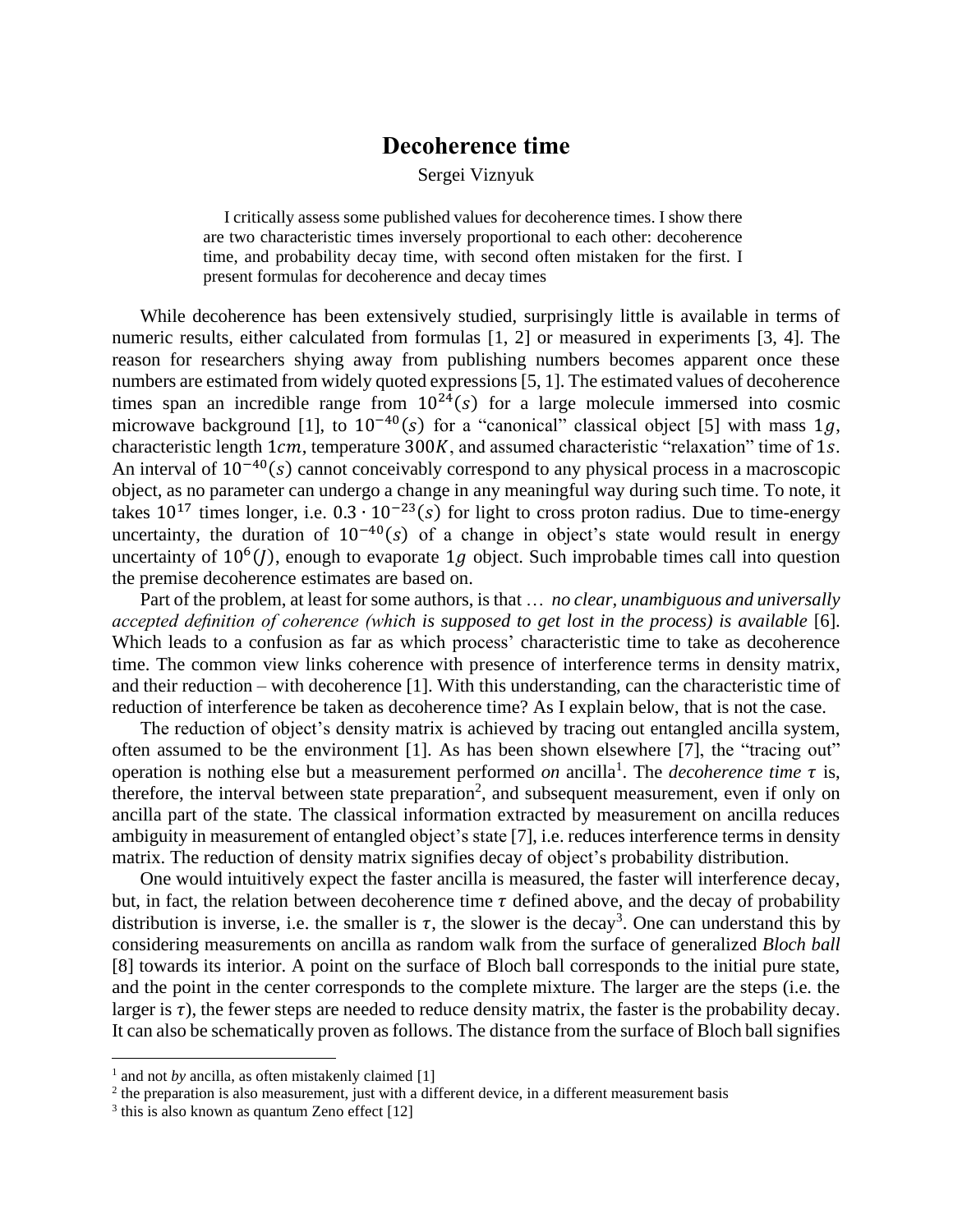# Decoherence time

Sergei Viznyuk

I critically assess some published values for decoherence times. I show there are two characteristic times inversely proportional to each other: decoherence time, and probability decay time, with second often mistaken for the first. I present formulas for decoherence and decay times

While decoherence has been extensively studied, surprisingly little is available in terms of numeric results, either calculated from formulas [1, 2] or measured in experiments [3, 4]. The reason for researchers shying away from publishing numbers becomes apparent once these numbers are estimated from widely quoted expressions [5, 1]. The estimated values of decoherence times span an incredible range from $10^{24}(s)$ for a large molecule immersed into cosmic microwave background [1], to $10^{-40}(s)$ for a "canonical" classical object [5] with mass $1g$, characteristic length $1cm$, temperature $300K$, and assumed characteristic "relaxation" time of $1s$. An interval of $10^{-40}(s)$ cannot conceivably correspond to any physical process in a macroscopic object, as no parameter can undergo a change in any meaningful way during such time. To note, it takes $10^{17}$ times longer, i.e. $0.3 \cdot 10^{-23}(s)$ for light to cross proton radius. Due to time-energy uncertainty, the duration of $10^{-40}(s)$ of a change in object's state would result in energy uncertainty of $10^{6}(J)$, enough to evaporate $1g$ object. Such improbable times call into question the premise decoherence estimates are based on.

Part of the problem, at least for some authors, is that … *no clear, unambiguous and universally accepted definition of coherence (which is supposed to get lost in the process) is available* [6]. Which leads to a confusion as far as which process' characteristic time to take as decoherence time. The common view links coherence with presence of interference terms in density matrix, and their reduction – with decoherence [1]. With this understanding, can the characteristic time of reduction of interference be taken as decoherence time? As I explain below, that is not the case.

The reduction of object's density matrix is achieved by tracing out entangled ancilla system, often assumed to be the environment [1]. As has been shown elsewhere [7], the "tracing out" operation is nothing else but a measurement performed *on* ancilla[1]. The *decoherence time* $\tau$ is, therefore, the interval between state preparation[2], and subsequent measurement, even if only on ancilla part of the state. The classical information extracted by measurement on ancilla reduces ambiguity in measurement of entangled object's state [7], i.e. reduces interference terms in density matrix. The reduction of density matrix signifies decay of object's probability distribution.

One would intuitively expect the faster ancilla is measured, the faster will interference decay, but, in fact, the relation between decoherence time $\tau$ defined above, and the decay of probability distribution is inverse, i.e. the smaller is $\tau$, the slower is the decay[3]. One can understand this by considering measurements on ancilla as random walk from the surface of generalized *Bloch ball* [8] towards its interior. A point on the surface of Bloch ball corresponds to the initial pure state, and the point in the center corresponds to the complete mixture. The larger are the steps (i.e. the larger is $\tau$), the fewer steps are needed to reduce density matrix, the faster is the probability decay. It can also be schematically proven as follows. The distance from the surface of Bloch ball signifies

[1] and not *by* ancilla, as often mistakenly claimed [1]

[2] the preparation is also measurement, just with a different device, in a different measurement basis

[3] this is also known as quantum Zeno effect [12]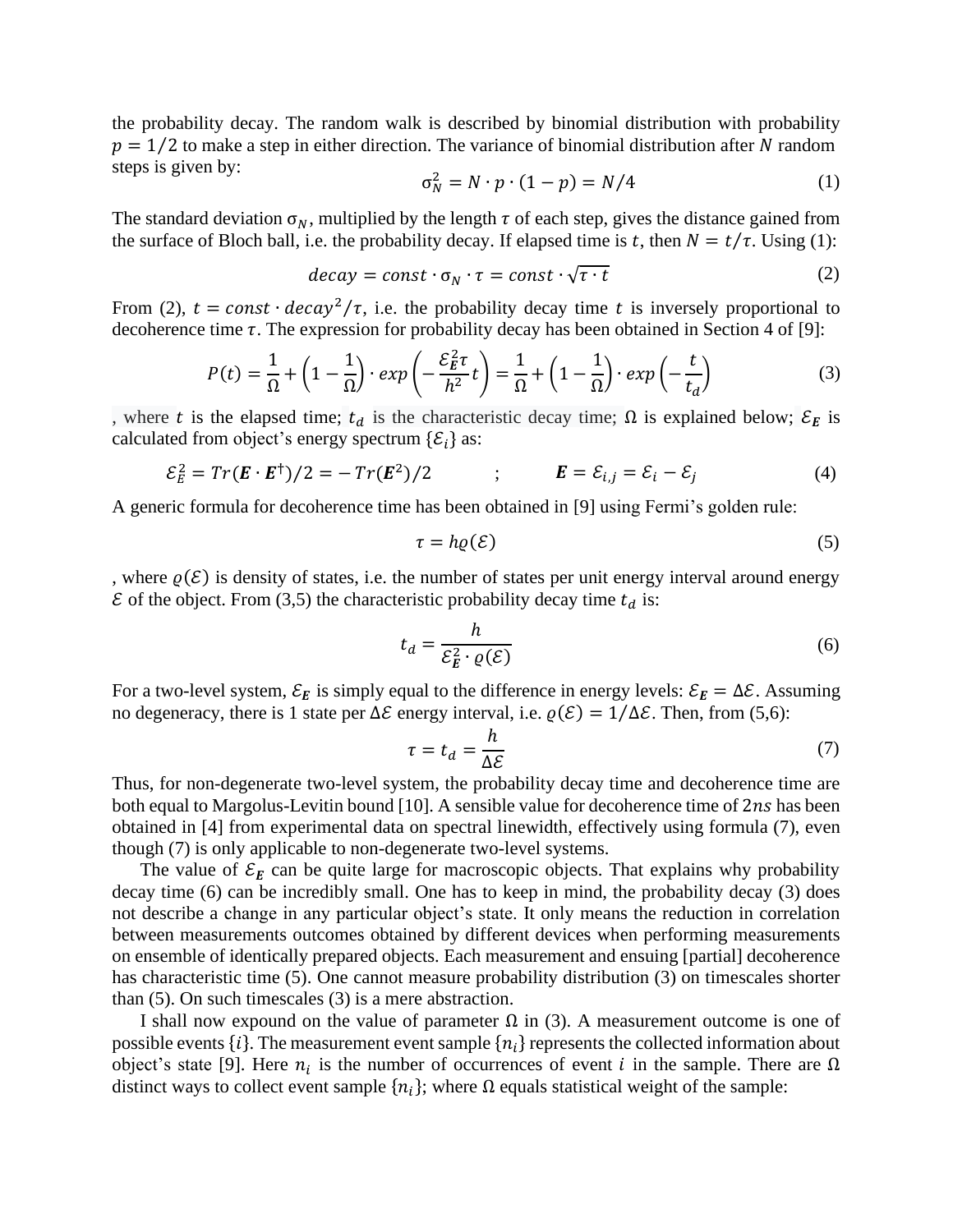the probability decay. The random walk is described by binomial distribution with probability $p = 1/2$ to make a step in either direction. The variance of binomial distribution after $N$ random steps is given by:

$$\sigma_N^2 = N \cdot p \cdot (1-p) = N/4 \tag{1}$$

The standard deviation $\sigma_N$, multiplied by the length $\tau$ of each step, gives the distance gained from the surface of Bloch ball, i.e. the probability decay. If elapsed time is $t$, then $N = t/\tau$. Using (1):

$$decay = const \cdot \sigma_N \cdot \tau = const \cdot \sqrt{\tau \cdot t} \tag{2}$$

From (2), $t = const \cdot decay^2/\tau$, i.e. the probability decay time $t$ is inversely proportional to decoherence time $\tau$. The expression for probability decay has been obtained in Section 4 of [9]:

$$P(t) = \frac{1}{\Omega} + \left(1 - \frac{1}{\Omega}\right) \cdot exp\left(-\frac{\mathcal{E}_E^2 \tau}{h^2} t\right) = \frac{1}{\Omega} + \left(1 - \frac{1}{\Omega}\right) \cdot exp\left(-\frac{t}{t_d}\right) \tag{3}$$

, where $t$ is the elapsed time; $t_d$ is the characteristic decay time; $\Omega$ is explained below; $\mathcal{E}_E$ is calculated from object's energy spectrum $\{\mathcal{E}_i\}$ as:

$$\mathcal{E}_E^2 = Tr(\boldsymbol{E} \cdot \boldsymbol{E}^\dagger)/2 = -Tr(\boldsymbol{E}^2)/2 \qquad ; \qquad \boldsymbol{E} = \mathcal{E}_{i,j} = \mathcal{E}_i - \mathcal{E}_j \tag{4}$$

A generic formula for decoherence time has been obtained in [9] using Fermi's golden rule:

$$\tau = h\varrho(\mathcal{E}) \tag{5}$$

, where $\varrho(\mathcal{E})$ is density of states, i.e. the number of states per unit energy interval around energy $\mathcal{E}$ of the object. From (3,5) the characteristic probability decay time $t_d$ is:

$$t_d = \frac{h}{\mathcal{E}_E^2 \cdot \varrho(\mathcal{E})} \tag{6}$$

For a two-level system, $\mathcal{E}_E$ is simply equal to the difference in energy levels: $\mathcal{E}_E = \Delta\mathcal{E}$. Assuming no degeneracy, there is 1 state per $\Delta\mathcal{E}$ energy interval, i.e. $\varrho(\mathcal{E}) = 1/\Delta\mathcal{E}$. Then, from (5,6):

$$\tau = t_d = \frac{h}{\Delta\mathcal{E}} \tag{7}$$

Thus, for non-degenerate two-level system, the probability decay time and decoherence time are both equal to Margolus-Levitin bound [10]. A sensible value for decoherence time of $2ns$ has been obtained in [4] from experimental data on spectral linewidth, effectively using formula (7), even though (7) is only applicable to non-degenerate two-level systems.

The value of $\mathcal{E}_E$ can be quite large for macroscopic objects. That explains why probability decay time (6) can be incredibly small. One has to keep in mind, the probability decay (3) does not describe a change in any particular object's state. It only means the reduction in correlation between measurements outcomes obtained by different devices when performing measurements on ensemble of identically prepared objects. Each measurement and ensuing [partial] decoherence has characteristic time (5). One cannot measure probability distribution (3) on timescales shorter than (5). On such timescales (3) is a mere abstraction.

I shall now expound on the value of parameter $\Omega$ in (3). A measurement outcome is one of possible events $\{i\}$. The measurement event sample $\{n_i\}$ represents the collected information about object's state [9]. Here $n_i$ is the number of occurrences of event $i$ in the sample. There are $\Omega$ distinct ways to collect event sample $\{n_i\}$; where $\Omega$ equals statistical weight of the sample: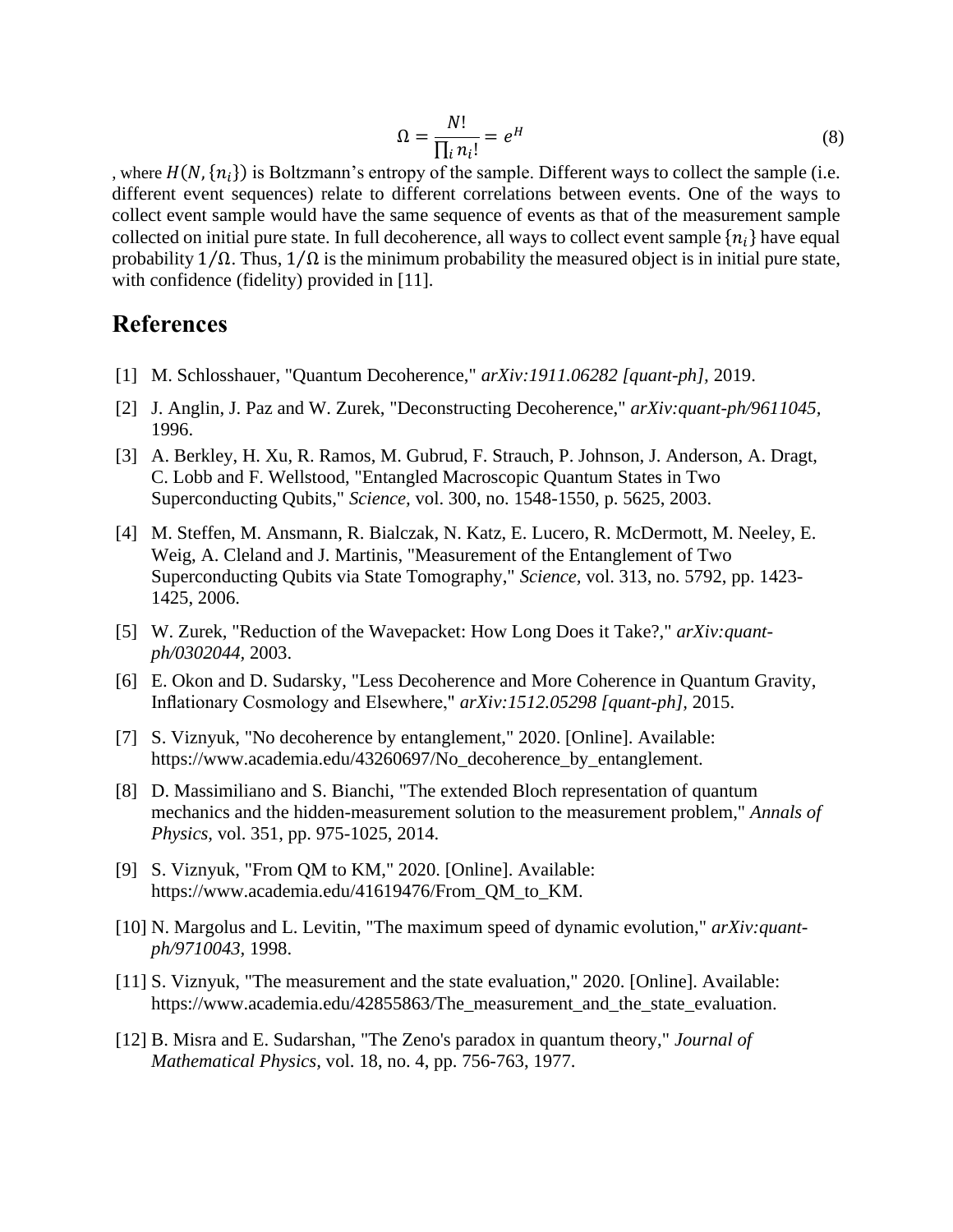$$\Omega = \frac{N!}{\prod_i n_i!} = e^H \tag{8}$$

, where $H(N, \{n_i\})$ is Boltzmann's entropy of the sample. Different ways to collect the sample (i.e. different event sequences) relate to different correlations between events. One of the ways to collect event sample would have the same sequence of events as that of the measurement sample collected on initial pure state. In full decoherence, all ways to collect event sample $\{n_i\}$ have equal probability $1/\Omega$. Thus, $1/\Omega$ is the minimum probability the measured object is in initial pure state, with confidence (fidelity) provided in [11].

## References

[1] M. Schlosshauer, "Quantum Decoherence," *arXiv:1911.06282 [quant-ph]*, 2019.

[2] J. Anglin, J. Paz and W. Zurek, "Deconstructing Decoherence," *arXiv:quant-ph/9611045*, 1996.

[3] A. Berkley, H. Xu, R. Ramos, M. Gubrud, F. Strauch, P. Johnson, J. Anderson, A. Dragt, C. Lobb and F. Wellstood, "Entangled Macroscopic Quantum States in Two Superconducting Qubits," *Science*, vol. 300, no. 1548-1550, p. 5625, 2003.

[4] M. Steffen, M. Ansmann, R. Bialczak, N. Katz, E. Lucero, R. McDermott, M. Neeley, E. Weig, A. Cleland and J. Martinis, "Measurement of the Entanglement of Two Superconducting Qubits via State Tomography," *Science*, vol. 313, no. 5792, pp. 1423-1425, 2006.

[5] W. Zurek, "Reduction of the Wavepacket: How Long Does it Take?," *arXiv:quant-ph/0302044*, 2003.

[6] E. Okon and D. Sudarsky, "Less Decoherence and More Coherence in Quantum Gravity, Inflationary Cosmology and Elsewhere," *arXiv:1512.05298 [quant-ph]*, 2015.

[7] S. Viznyuk, "No decoherence by entanglement," 2020. [Online]. Available: https://www.academia.edu/43260697/No_decoherence_by_entanglement.

[8] D. Massimiliano and S. Bianchi, "The extended Bloch representation of quantum mechanics and the hidden-measurement solution to the measurement problem," *Annals of Physics*, vol. 351, pp. 975-1025, 2014.

[9] S. Viznyuk, "From QM to KM," 2020. [Online]. Available: https://www.academia.edu/41619476/From_QM_to_KM.

[10] N. Margolus and L. Levitin, "The maximum speed of dynamic evolution," *arXiv:quant-ph/9710043*, 1998.

[11] S. Viznyuk, "The measurement and the state evaluation," 2020. [Online]. Available: https://www.academia.edu/42855863/The_measurement_and_the_state_evaluation.

[12] B. Misra and E. Sudarshan, "The Zeno's paradox in quantum theory," *Journal of Mathematical Physics*, vol. 18, no. 4, pp. 756-763, 1977.